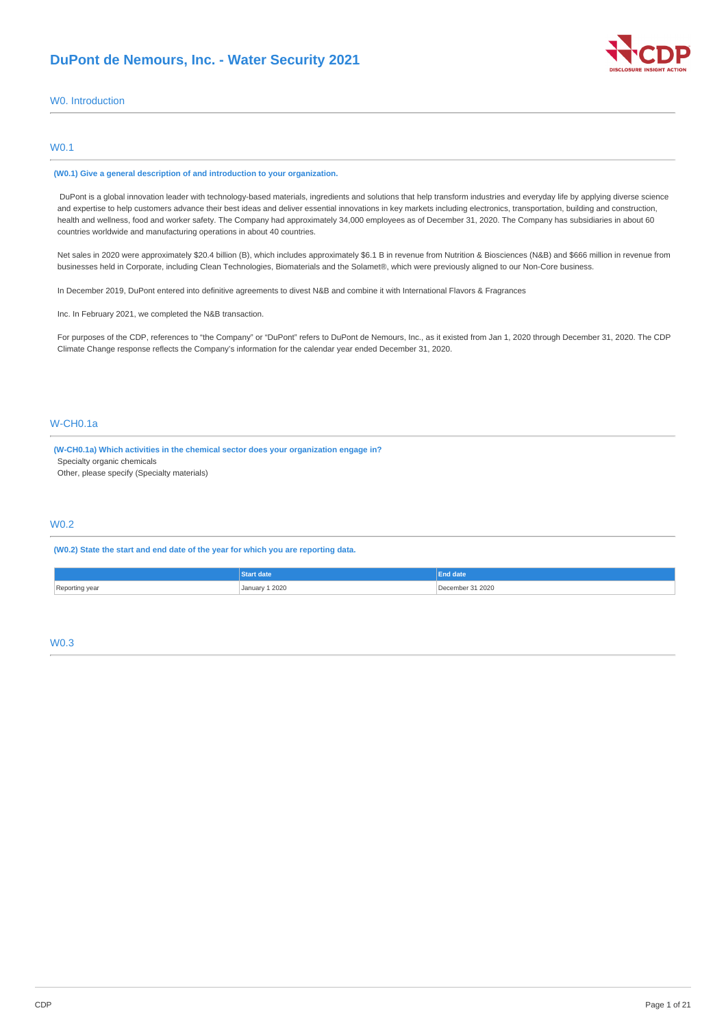# DuPont de Nemours, Inc. - Water Security 2021

## W0. Introduction

### W0.1

**(W0.1) Give a general description of and introduction to your organization.**

DuPont is a global innovation leader with technology-based materials, ingredients and solutions that help transform industries and everyday life by applying diverse science and expertise to help customers advance their best ideas and deliver essential innovations in key markets including electronics, transportation, building and construction, health and wellness, food and worker safety. The Company had approximately 34,000 employees as of December 31, 2020. The Company has subsidiaries in about 60 countries worldwide and manufacturing operations in about 40 countries.

Net sales in 2020 were approximately $20.4 billion (B), which includes approximately $6.1 B in revenue from Nutrition & Biosciences (N&B) and $666 million in revenue from businesses held in Corporate, including Clean Technologies, Biomaterials and the Solamet®, which were previously aligned to our Non-Core business.

In December 2019, DuPont entered into definitive agreements to divest N&B and combine it with International Flavors & Fragrances

Inc. In February 2021, we completed the N&B transaction.

For purposes of the CDP, references to "the Company" or "DuPont" refers to DuPont de Nemours, Inc., as it existed from Jan 1, 2020 through December 31, 2020. The CDP Climate Change response reflects the Company's information for the calendar year ended December 31, 2020.

### W-CH0.1a

**(W-CH0.1a) Which activities in the chemical sector does your organization engage in?**

Specialty organic chemicals
Other, please specify (Specialty materials)

### W0.2

**(W0.2) State the start and end date of the year for which you are reporting data.**

| | Start date | End date |
|---|---|---|
| Reporting year | January 1 2020 | December 31 2020 |

### W0.3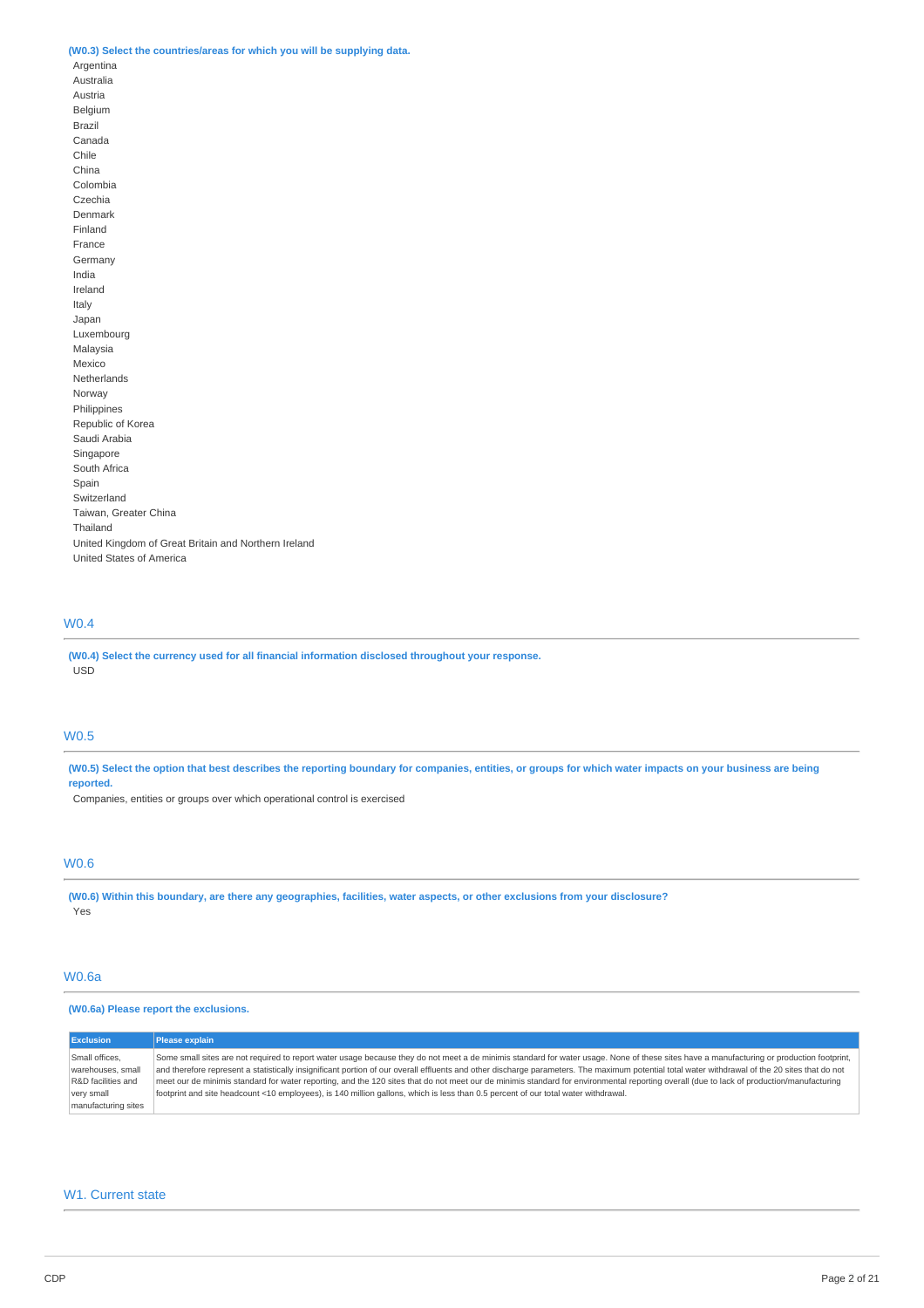**(W0.3) Select the countries/areas for which you will be supplying data.**

Argentina
Australia
Austria
Belgium
Brazil
Canada
Chile
China
Colombia
Czechia
Denmark
Finland
France
Germany
India
Ireland
Italy
Japan
Luxembourg
Malaysia
Mexico
Netherlands
Norway
Philippines
Republic of Korea
Saudi Arabia
Singapore
South Africa
Spain
Switzerland
Taiwan, Greater China
Thailand
United Kingdom of Great Britain and Northern Ireland
United States of America

## W0.4

**(W0.4) Select the currency used for all financial information disclosed throughout your response.**

USD

## W0.5

**(W0.5) Select the option that best describes the reporting boundary for companies, entities, or groups for which water impacts on your business are being reported.**

Companies, entities or groups over which operational control is exercised

## W0.6

**(W0.6) Within this boundary, are there any geographies, facilities, water aspects, or other exclusions from your disclosure?**

Yes

## W0.6a

**(W0.6a) Please report the exclusions.**

| Exclusion | Please explain |
|---|---|
| Small offices, warehouses, small R&D facilities and very small manufacturing sites | Some small sites are not required to report water usage because they do not meet a de minimis standard for water usage. None of these sites have a manufacturing or production footprint, and therefore represent a statistically insignificant portion of our overall effluents and other discharge parameters. The maximum potential total water withdrawal of the 20 sites that do not meet our de minimis standard for water reporting, and the 120 sites that do not meet our de minimis standard for environmental reporting overall (due to lack of production/manufacturing footprint and site headcount <10 employees), is 140 million gallons, which is less than 0.5 percent of our total water withdrawal. |

## W1. Current state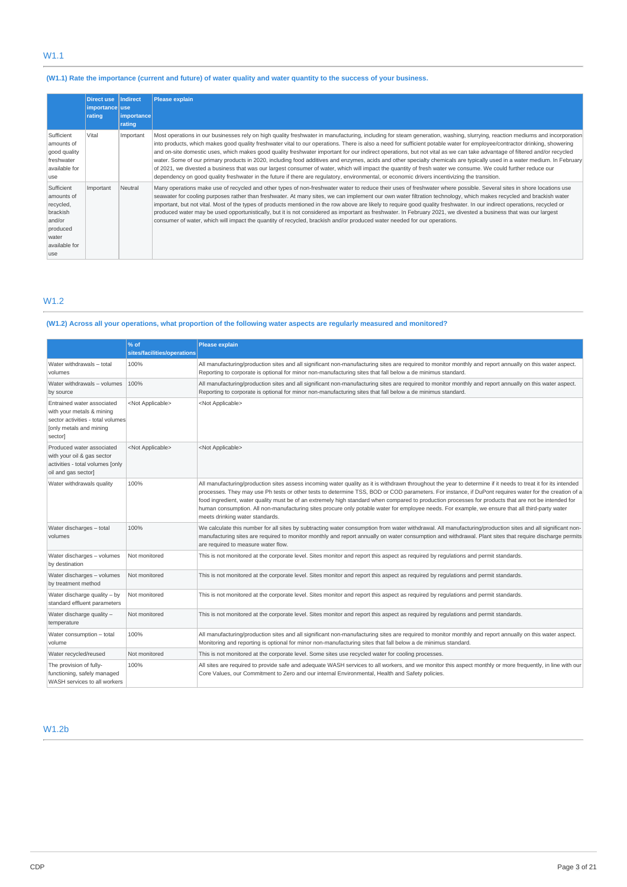## W1.1

### (W1.1) Rate the importance (current and future) of water quality and water quantity to the success of your business.

| | Direct use importance rating | Indirect use importance rating | Please explain |
|---|---|---|---|
| Sufficient amounts of good quality freshwater available for use | Vital | Important | Most operations in our businesses rely on high quality freshwater in manufacturing, including for steam generation, washing, slurrying, reaction mediums and incorporation into products, which makes good quality freshwater vital to our operations. There is also a need for sufficient potable water for employee/contractor drinking, showering and on-site domestic uses, which makes good quality freshwater important for our indirect operations, but not vital as we can take advantage of filtered and/or recycled water. Some of our primary products in 2020, including food additives and enzymes, acids and other specialty chemicals are typically used in a water medium. In February of 2021, we divested a business that was our largest consumer of water, which will impact the quantity of fresh water we consume. We could further reduce our dependency on good quality freshwater in the future if there are regulatory, environmental, or economic drivers incentivizing the transition. |
| Sufficient amounts of recycled, brackish and/or produced water available for use | Important | Neutral | Many operations make use of recycled and other types of non-freshwater water to reduce their uses of freshwater where possible. Several sites in shore locations use seawater for cooling purposes rather than freshwater. At many sites, we can implement our own water filtration technology, which makes recycled and brackish water important, but not vital. Most of the types of products mentioned in the row above are likely to require good quality freshwater. In our indirect operations, recycled or produced water may be used opportunistically, but it is not considered as important as freshwater. In February 2021, we divested a business that was our largest consumer of water, which will impact the quantity of recycled, brackish and/or produced water needed for our operations. |

## W1.2

### (W1.2) Across all your operations, what proportion of the following water aspects are regularly measured and monitored?

| | % of sites/facilities/operations | Please explain |
|---|---|---|
| Water withdrawals – total volumes | 100% | All manufacturing/production sites and all significant non-manufacturing sites are required to monitor monthly and report annually on this water aspect. Reporting to corporate is optional for minor non-manufacturing sites that fall below a de minimus standard. |
| Water withdrawals – volumes by source | 100% | All manufacturing/production sites and all significant non-manufacturing sites are required to monitor monthly and report annually on this water aspect. Reporting to corporate is optional for minor non-manufacturing sites that fall below a de minimus standard. |
| Entrained water associated with your metals & mining sector activities - total volumes [only metals and mining sector] | <Not Applicable> | <Not Applicable> |
| Produced water associated with your oil & gas sector activities - total volumes [only oil and gas sector] | <Not Applicable> | <Not Applicable> |
| Water withdrawals quality | 100% | All manufacturing/production sites assess incoming water quality as it is withdrawn throughout the year to determine if it needs to treat it for its intended processes. They may use Ph tests or other tests to determine TSS, BOD or COD parameters. For instance, if DuPont requires water for the creation of a food ingredient, water quality must be of an extremely high standard when compared to production processes for products that are not be intended for human consumption. All non-manufacturing sites procure only potable water for employee needs. For example, we ensure that all third-party water meets drinking water standards. |
| Water discharges – total volumes | 100% | We calculate this number for all sites by subtracting water consumption from water withdrawal. All manufacturing/production sites and all significant non-manufacturing sites are required to monitor monthly and report annually on water consumption and withdrawal. Plant sites that require discharge permits are required to measure water flow. |
| Water discharges – volumes by destination | Not monitored | This is not monitored at the corporate level. Sites monitor and report this aspect as required by regulations and permit standards. |
| Water discharges – volumes by treatment method | Not monitored | This is not monitored at the corporate level. Sites monitor and report this aspect as required by regulations and permit standards. |
| Water discharge quality – by standard effluent parameters | Not monitored | This is not monitored at the corporate level. Sites monitor and report this aspect as required by regulations and permit standards. |
| Water discharge quality – temperature | Not monitored | This is not monitored at the corporate level. Sites monitor and report this aspect as required by regulations and permit standards. |
| Water consumption – total volume | 100% | All manufacturing/production sites and all significant non-manufacturing sites are required to monitor monthly and report annually on this water aspect. Monitoring and reporting is optional for minor non-manufacturing sites that fall below a de minimus standard. |
| Water recycled/reused | Not monitored | This is not monitored at the corporate level. Some sites use recycled water for cooling processes. |
| The provision of fully-functioning, safely managed WASH services to all workers | 100% | All sites are required to provide safe and adequate WASH services to all workers, and we monitor this aspect monthly or more frequently, in line with our Core Values, our Commitment to Zero and our internal Environmental, Health and Safety policies. |

## W1.2b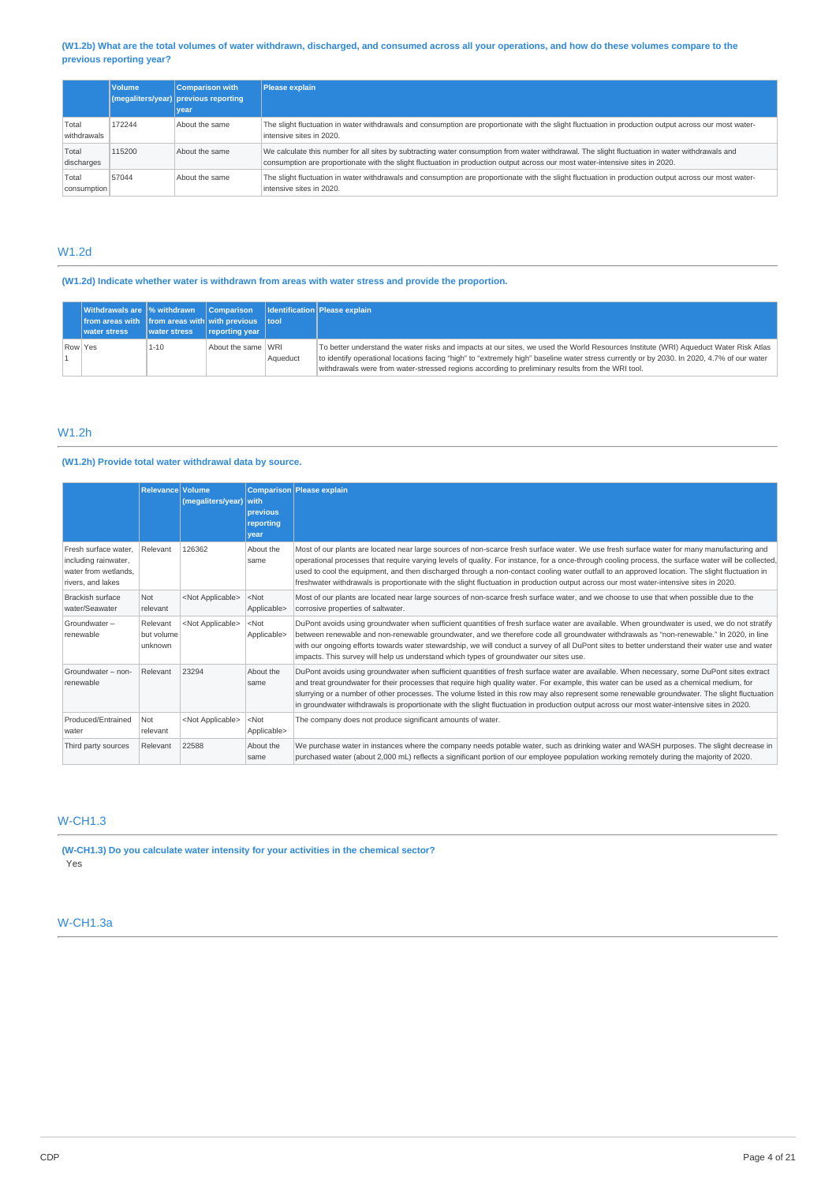**(W1.2b) What are the total volumes of water withdrawn, discharged, and consumed across all your operations, and how do these volumes compare to the previous reporting year?**

| | Volume (megaliters/year) | Comparison with previous reporting year | Please explain |
|---|---|---|---|
| Total withdrawals | 172244 | About the same | The slight fluctuation in water withdrawals and consumption are proportionate with the slight fluctuation in production output across our most water-intensive sites in 2020. |
| Total discharges | 115200 | About the same | We calculate this number for all sites by subtracting water consumption from water withdrawal. The slight fluctuation in water withdrawals and consumption are proportionate with the slight fluctuation in production output across our most water-intensive sites in 2020. |
| Total consumption | 57044 | About the same | The slight fluctuation in water withdrawals and consumption are proportionate with the slight fluctuation in production output across our most water-intensive sites in 2020. |

## W1.2d

**(W1.2d) Indicate whether water is withdrawn from areas with water stress and provide the proportion.**

| | Withdrawals are from areas with water stress | % withdrawn from areas with water stress | Comparison with previous reporting year | Identification tool | Please explain |
|---|---|---|---|---|---|
| Row 1 | Yes | 1-10 | About the same | WRI Aqueduct | To better understand the water risks and impacts at our sites, we used the World Resources Institute (WRI) Aqueduct Water Risk Atlas to identify operational locations facing "high" to "extremely high" baseline water stress currently or by 2030. In 2020, 4.7% of our water withdrawals were from water-stressed regions according to preliminary results from the WRI tool. |

## W1.2h

**(W1.2h) Provide total water withdrawal data by source.**

| | Relevance | Volume (megaliters/year) | Comparison with previous reporting year | Please explain |
|---|---|---|---|---|
| Fresh surface water, including rainwater, water from wetlands, rivers, and lakes | Relevant | 126362 | About the same | Most of our plants are located near large sources of non-scarce fresh surface water. We use fresh surface water for many manufacturing and operational processes that require varying levels of quality. For instance, for a once-through cooling process, the surface water will be collected, used to cool the equipment, and then discharged through a non-contact cooling water outfall to an approved location. The slight fluctuation in freshwater withdrawals is proportionate with the slight fluctuation in production output across our most water-intensive sites in 2020. |
| Brackish surface water/Seawater | Not relevant | <Not Applicable> | <Not Applicable> | Most of our plants are located near large sources of non-scarce fresh surface water, and we choose to use that when possible due to the corrosive properties of saltwater. |
| Groundwater – renewable | Relevant but volume unknown | <Not Applicable> | <Not Applicable> | DuPont avoids using groundwater when sufficient quantities of fresh surface water are available. When groundwater is used, we do not stratify between renewable and non-renewable groundwater, and we therefore code all groundwater withdrawals as "non-renewable." In 2020, in line with our ongoing efforts towards water stewardship, we will conduct a survey of all DuPont sites to better understand their water use and water impacts. This survey will help us understand which types of groundwater our sites use. |
| Groundwater – non-renewable | Relevant | 23294 | About the same | DuPont avoids using groundwater when sufficient quantities of fresh surface water are available. When necessary, some DuPont sites extract and treat groundwater for their processes that require high quality water. For example, this water can be used as a chemical medium, for slurrying or a number of other processes. The volume listed in this row may also represent some renewable groundwater. The slight fluctuation in groundwater withdrawals is proportionate with the slight fluctuation in production output across our most water-intensive sites in 2020. |
| Produced/Entrained water | Not relevant | <Not Applicable> | <Not Applicable> | The company does not produce significant amounts of water. |
| Third party sources | Relevant | 22588 | About the same | We purchase water in instances where the company needs potable water, such as drinking water and WASH purposes. The slight decrease in purchased water (about 2,000 mL) reflects a significant portion of our employee population working remotely during the majority of 2020. |

## W-CH1.3

**(W-CH1.3) Do you calculate water intensity for your activities in the chemical sector?**

Yes

## W-CH1.3a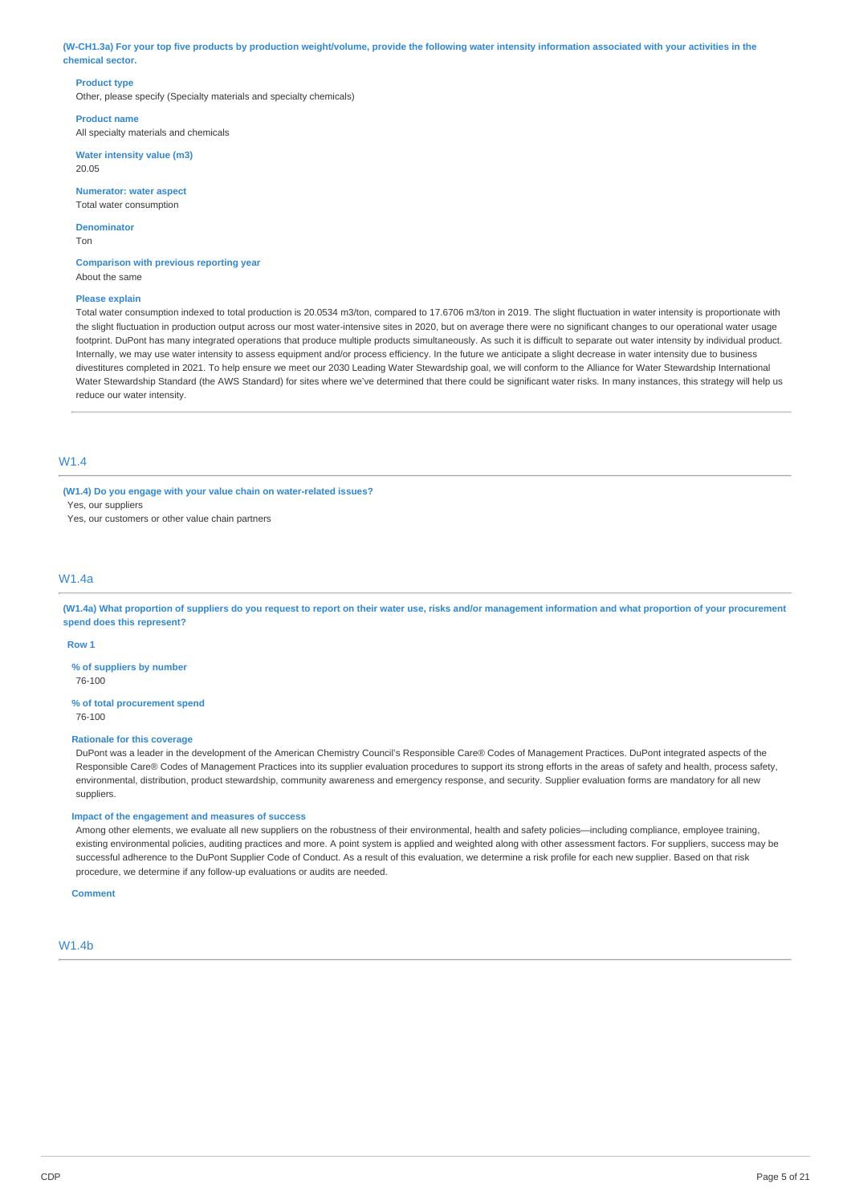**(W-CH1.3a) For your top five products by production weight/volume, provide the following water intensity information associated with your activities in the chemical sector.**

**Product type**
Other, please specify (Specialty materials and specialty chemicals)

**Product name**
All specialty materials and chemicals

**Water intensity value (m3)**
20.05

**Numerator: water aspect**
Total water consumption

**Denominator**
Ton

**Comparison with previous reporting year**
About the same

**Please explain**
Total water consumption indexed to total production is 20.0534 m3/ton, compared to 17.6706 m3/ton in 2019. The slight fluctuation in water intensity is proportionate with the slight fluctuation in production output across our most water-intensive sites in 2020, but on average there were no significant changes to our operational water usage footprint. DuPont has many integrated operations that produce multiple products simultaneously. As such it is difficult to separate out water intensity by individual product. Internally, we may use water intensity to assess equipment and/or process efficiency. In the future we anticipate a slight decrease in water intensity due to business divestitures completed in 2021. To help ensure we meet our 2030 Leading Water Stewardship goal, we will conform to the Alliance for Water Stewardship International Water Stewardship Standard (the AWS Standard) for sites where we've determined that there could be significant water risks. In many instances, this strategy will help us reduce our water intensity.

## W1.4

**(W1.4) Do you engage with your value chain on water-related issues?**
Yes, our suppliers
Yes, our customers or other value chain partners

## W1.4a

**(W1.4a) What proportion of suppliers do you request to report on their water use, risks and/or management information and what proportion of your procurement spend does this represent?**

**Row 1**

**% of suppliers by number**
76-100

**% of total procurement spend**
76-100

**Rationale for this coverage**
DuPont was a leader in the development of the American Chemistry Council's Responsible Care® Codes of Management Practices. DuPont integrated aspects of the Responsible Care® Codes of Management Practices into its supplier evaluation procedures to support its strong efforts in the areas of safety and health, process safety, environmental, distribution, product stewardship, community awareness and emergency response, and security. Supplier evaluation forms are mandatory for all new suppliers.

**Impact of the engagement and measures of success**
Among other elements, we evaluate all new suppliers on the robustness of their environmental, health and safety policies—including compliance, employee training, existing environmental policies, auditing practices and more. A point system is applied and weighted along with other assessment factors. For suppliers, success may be successful adherence to the DuPont Supplier Code of Conduct. As a result of this evaluation, we determine a risk profile for each new supplier. Based on that risk procedure, we determine if any follow-up evaluations or audits are needed.

**Comment**

## W1.4b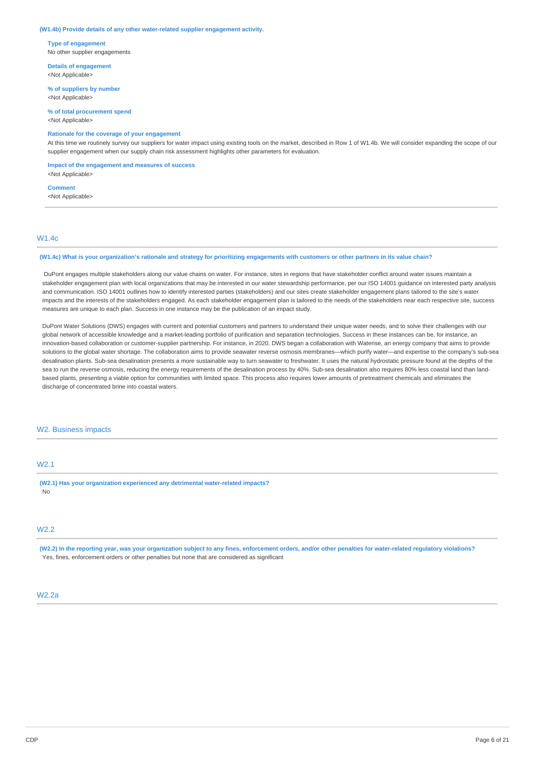**(W1.4b) Provide details of any other water-related supplier engagement activity.**

**Type of engagement**
No other supplier engagements

**Details of engagement**
<Not Applicable>

**% of suppliers by number**
<Not Applicable>

**% of total procurement spend**
<Not Applicable>

**Rationale for the coverage of your engagement**
At this time we routinely survey our suppliers for water impact using existing tools on the market, described in Row 1 of W1.4b. We will consider expanding the scope of our supplier engagement when our supply chain risk assessment highlights other parameters for evaluation.

**Impact of the engagement and measures of success**
<Not Applicable>

**Comment**
<Not Applicable>

---

## W1.4c

**(W1.4c) What is your organization's rationale and strategy for prioritizing engagements with customers or other partners in its value chain?**

DuPont engages multiple stakeholders along our value chains on water. For instance, sites in regions that have stakeholder conflict around water issues maintain a stakeholder engagement plan with local organizations that may be interested in our water stewardship performance, per our ISO 14001 guidance on interested party analysis and communication. ISO 14001 outlines how to identify interested parties (stakeholders) and our sites create stakeholder engagement plans tailored to the site's water impacts and the interests of the stakeholders engaged. As each stakeholder engagement plan is tailored to the needs of the stakeholders near each respective site, success measures are unique to each plan. Success in one instance may be the publication of an impact study.

DuPont Water Solutions (DWS) engages with current and potential customers and partners to understand their unique water needs, and to solve their challenges with our global network of accessible knowledge and a market-leading portfolio of purification and separation technologies. Success in these instances can be, for instance, an innovation-based collaboration or customer-supplier partnership. For instance, in 2020, DWS began a collaboration with Waterise, an energy company that aims to provide solutions to the global water shortage. The collaboration aims to provide seawater reverse osmosis membranes—which purify water—and expertise to the company's sub-sea desalination plants. Sub-sea desalination presents a more sustainable way to turn seawater to freshwater. It uses the natural hydrostatic pressure found at the depths of the sea to run the reverse osmosis, reducing the energy requirements of the desalination process by 40%. Sub-sea desalination also requires 80% less coastal land than land-based plants, presenting a viable option for communities with limited space. This process also requires lower amounts of pretreatment chemicals and eliminates the discharge of concentrated brine into coastal waters.

# W2. Business impacts

## W2.1

**(W2.1) Has your organization experienced any detrimental water-related impacts?**
No

## W2.2

**(W2.2) In the reporting year, was your organization subject to any fines, enforcement orders, and/or other penalties for water-related regulatory violations?**
Yes, fines, enforcement orders or other penalties but none that are considered as significant

## W2.2a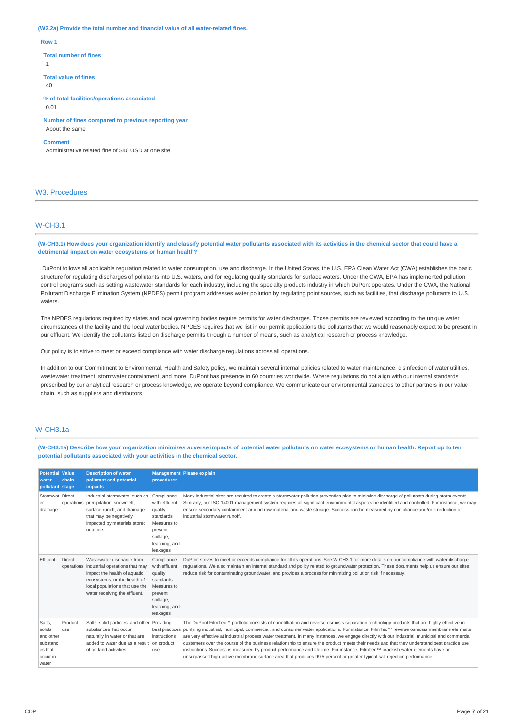**(W2.2a) Provide the total number and financial value of all water-related fines.**

**Row 1**

**Total number of fines**

1

**Total value of fines**

40

**% of total facilities/operations associated**

0.01

**Number of fines compared to previous reporting year**

About the same

**Comment**

Administrative related fine of $40 USD at one site.

## W3. Procedures

### W-CH3.1

**(W-CH3.1) How does your organization identify and classify potential water pollutants associated with its activities in the chemical sector that could have a detrimental impact on water ecosystems or human health?**

DuPont follows all applicable regulation related to water consumption, use and discharge. In the United States, the U.S. EPA Clean Water Act (CWA) establishes the basic structure for regulating discharges of pollutants into U.S. waters, and for regulating quality standards for surface waters. Under the CWA, EPA has implemented pollution control programs such as setting wastewater standards for each industry, including the specialty products industry in which DuPont operates. Under the CWA, the National Pollutant Discharge Elimination System (NPDES) permit program addresses water pollution by regulating point sources, such as facilities, that discharge pollutants to U.S. waters.

The NPDES regulations required by states and local governing bodies require permits for water discharges. Those permits are reviewed according to the unique water circumstances of the facility and the local water bodies. NPDES requires that we list in our permit applications the pollutants that we would reasonably expect to be present in our effluent. We identify the pollutants listed on discharge permits through a number of means, such as analytical research or process knowledge.

Our policy is to strive to meet or exceed compliance with water discharge regulations across all operations.

In addition to our Commitment to Environmental, Health and Safety policy, we maintain several internal policies related to water maintenance, disinfection of water utilities, wastewater treatment, stormwater containment, and more. DuPont has presence in 60 countries worldwide. Where regulations do not align with our internal standards prescribed by our analytical research or process knowledge, we operate beyond compliance. We communicate our environmental standards to other partners in our value chain, such as suppliers and distributors.

### W-CH3.1a

**(W-CH3.1a) Describe how your organization minimizes adverse impacts of potential water pollutants on water ecosystems or human health. Report up to ten potential pollutants associated with your activities in the chemical sector.**

| Potential water pollutant | Value chain stage | Description of water pollutant and potential impacts | Management procedures | Please explain |
|---|---|---|---|---|
| Stormwater drainage | Direct operations | Industrial stormwater, such as precipitation, snowmelt, surface runoff, and drainage that may be negatively impacted by materials stored outdoors. | Compliance with effluent quality standards Measures to prevent spillage, leaching, and leakages | Many industrial sites are required to create a stormwater pollution prevention plan to minimize discharge of pollutants during storm events. Similarly, our ISO 14001 management system requires all significant environmental aspects be identified and controlled. For instance, we may ensure secondary containment around raw material and waste storage. Success can be measured by compliance and/or a reduction of industrial stormwater runoff. |
| Effluent | Direct operations | Wastewater discharge from industrial operations that may impact the health of aquatic ecosystems, or the health of local populations that use the water receiving the effluent. | Compliance with effluent quality standards Measures to prevent spillage, leaching, and leakages | DuPont strives to meet or exceeds compliance for all its operations. See W-CH3.1 for more details on our compliance with water discharge regulations. We also maintain an internal standard and policy related to groundwater protection. These documents help us ensure our sites reduce risk for contaminating groundwater, and provides a process for minimizing pollution risk if necessary. |
| Salts, solids, and other substances that occur in water | Product use | Salts, solid particles, and other substances that occur naturally in water or that are added to water due as a result of on-land activities | Providing best practices instructions on product use | The DuPont FilmTec™ portfolio consists of nanofiltration and reverse osmosis separation-technology products that are highly effective in purifying industrial, municipal, commercial, and consumer water applications. For instance, FilmTec™ reverse osmosis membrane elements are very effective at industrial process water treatment. In many instances, we engage directly with our industrial, municipal and commercial customers over the course of the business relationship to ensure the product meets their needs and that they understand best practice use instructions. Success is measured by product performance and lifetime. For instance, FilmTec™ brackish water elements have an unsurpassed high-active membrane surface area that produces 99.5 percent or greater typical salt rejection performance. |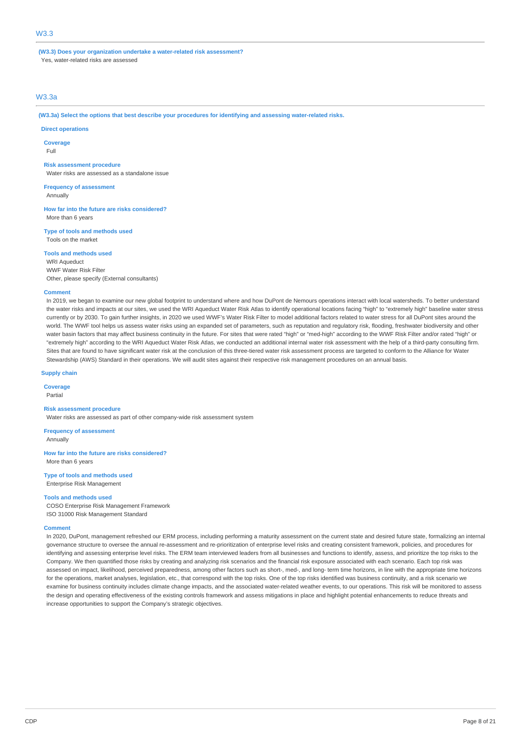## W3.3

**(W3.3) Does your organization undertake a water-related risk assessment?**

Yes, water-related risks are assessed

## W3.3a

**(W3.3a) Select the options that best describe your procedures for identifying and assessing water-related risks.**

**Direct operations**

**Coverage**

Full

**Risk assessment procedure**

Water risks are assessed as a standalone issue

**Frequency of assessment**

Annually

**How far into the future are risks considered?**

More than 6 years

**Type of tools and methods used**

Tools on the market

**Tools and methods used**

WRI Aqueduct
WWF Water Risk Filter
Other, please specify (External consultants)

**Comment**

In 2019, we began to examine our new global footprint to understand where and how DuPont de Nemours operations interact with local watersheds. To better understand the water risks and impacts at our sites, we used the WRI Aqueduct Water Risk Atlas to identify operational locations facing "high" to "extremely high" baseline water stress currently or by 2030. To gain further insights, in 2020 we used WWF's Water Risk Filter to model additional factors related to water stress for all DuPont sites around the world. The WWF tool helps us assess water risks using an expanded set of parameters, such as reputation and regulatory risk, flooding, freshwater biodiversity and other water basin factors that may affect business continuity in the future. For sites that were rated "high" or "med-high" according to the WWF Risk Filter and/or rated "high" or "extremely high" according to the WRI Aqueduct Water Risk Atlas, we conducted an additional internal water risk assessment with the help of a third-party consulting firm. Sites that are found to have significant water risk at the conclusion of this three-tiered water risk assessment process are targeted to conform to the Alliance for Water Stewardship (AWS) Standard in their operations. We will audit sites against their respective risk management procedures on an annual basis.

**Supply chain**

**Coverage**

Partial

**Risk assessment procedure**

Water risks are assessed as part of other company-wide risk assessment system

**Frequency of assessment**

Annually

**How far into the future are risks considered?**

More than 6 years

**Type of tools and methods used**

Enterprise Risk Management

**Tools and methods used**

COSO Enterprise Risk Management Framework
ISO 31000 Risk Management Standard

**Comment**

In 2020, DuPont, management refreshed our ERM process, including performing a maturity assessment on the current state and desired future state, formalizing an internal governance structure to oversee the annual re-assessment and re-prioritization of enterprise level risks and creating consistent framework, policies, and procedures for identifying and assessing enterprise level risks. The ERM team interviewed leaders from all businesses and functions to identify, assess, and prioritize the top risks to the Company. We then quantified those risks by creating and analyzing risk scenarios and the financial risk exposure associated with each scenario. Each top risk was assessed on impact, likelihood, perceived preparedness, among other factors such as short-, med-, and long- term time horizons, in line with the appropriate time horizons for the operations, market analyses, legislation, etc., that correspond with the top risks. One of the top risks identified was business continuity, and a risk scenario we examine for business continuity includes climate change impacts, and the associated water-related weather events, to our operations. This risk will be monitored to assess the design and operating effectiveness of the existing controls framework and assess mitigations in place and highlight potential enhancements to reduce threats and increase opportunities to support the Company's strategic objectives.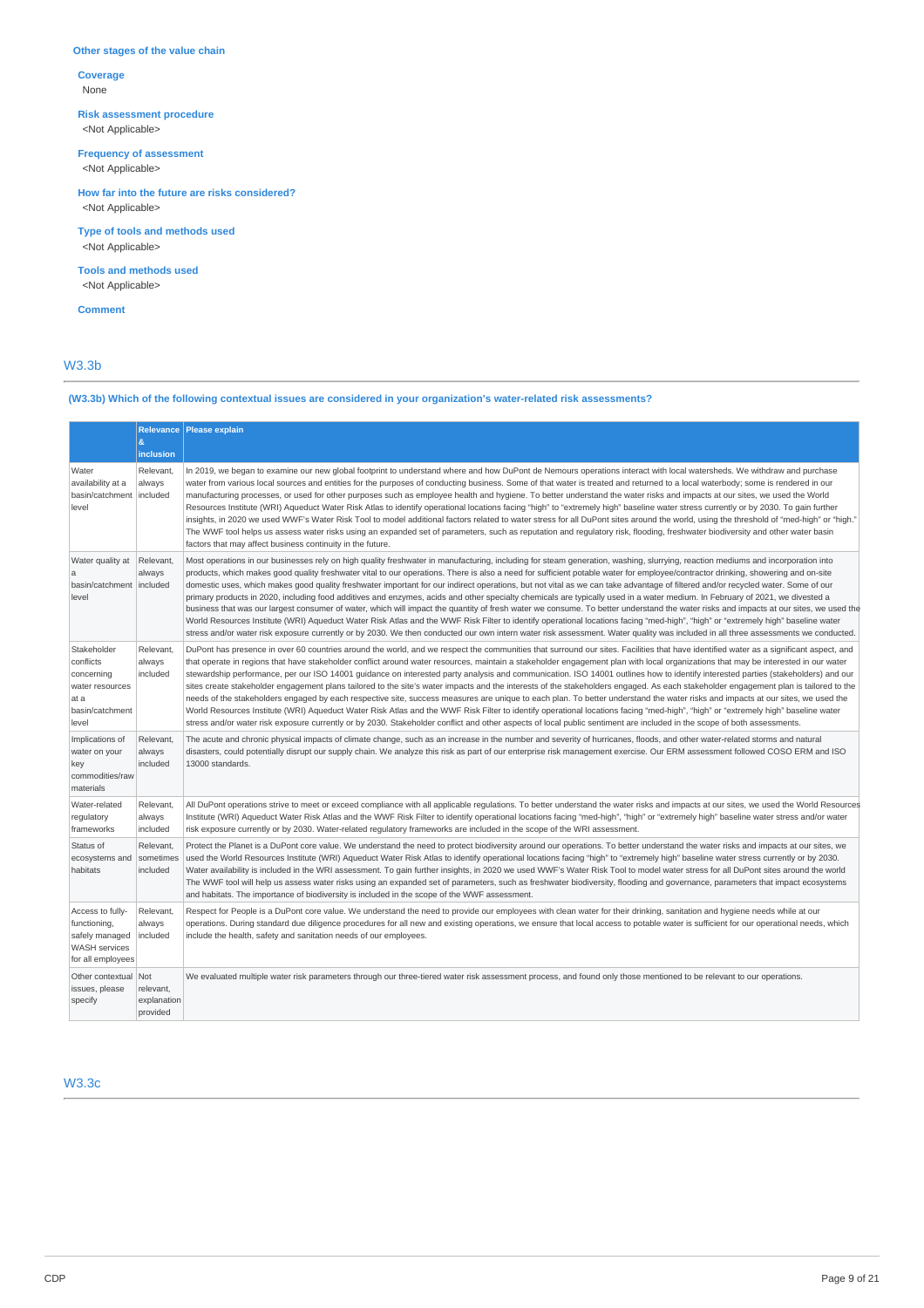### Other stages of the value chain

**Coverage**
None

**Risk assessment procedure**
<Not Applicable>

**Frequency of assessment**
<Not Applicable>

**How far into the future are risks considered?**
<Not Applicable>

**Type of tools and methods used**
<Not Applicable>

**Tools and methods used**
<Not Applicable>

**Comment**

## W3.3b

**(W3.3b) Which of the following contextual issues are considered in your organization's water-related risk assessments?**

| | Relevance & inclusion | Please explain |
|---|---|---|
| Water availability at a basin/catchment level | Relevant, always included | In 2019, we began to examine our new global footprint to understand where and how DuPont de Nemours operations interact with local watersheds. We withdraw and purchase water from various local sources and entities for the purposes of conducting business. Some of that water is treated and returned to a local waterbody; some is rendered in our manufacturing processes, or used for other purposes such as employee health and hygiene. To better understand the water risks and impacts at our sites, we used the World Resources Institute (WRI) Aqueduct Water Risk Atlas to identify operational locations facing "high" to "extremely high" baseline water stress currently or by 2030. To gain further insights, in 2020 we used WWF's Water Risk Tool to model additional factors related to water stress for all DuPont sites around the world, using the threshold of "med-high" or "high." The WWF tool helps us assess water risks using an expanded set of parameters, such as reputation and regulatory risk, flooding, freshwater biodiversity and other water basin factors that may affect business continuity in the future. |
| Water quality at a basin/catchment level | Relevant, always included | Most operations in our businesses rely on high quality freshwater in manufacturing, including for steam generation, washing, slurrying, reaction mediums and incorporation into products, which makes good quality freshwater vital to our operations. There is also a need for sufficient potable water for employee/contractor drinking, showering and on-site domestic uses, which makes good quality freshwater important for our indirect operations, but not vital as we can take advantage of filtered and/or recycled water. Some of our primary products in 2020, including food additives and enzymes, acids and other specialty chemicals are typically used in a water medium. In February of 2021, we divested a business that was our largest consumer of water, which will impact the quantity of fresh water we consume. To better understand the water risks and impacts at our sites, we used the World Resources Institute (WRI) Aqueduct Water Risk Atlas and the WWF Risk Filter to identify operational locations facing "med-high", "high" or "extremely high" baseline water stress and/or water risk exposure currently or by 2030. We then conducted our own intern water risk assessment. Water quality was included in all three assessments we conducted. |
| Stakeholder conflicts concerning water resources at a basin/catchment level | Relevant, always included | DuPont has presence in over 60 countries around the world, and we respect the communities that surround our sites. Facilities that have identified water as a significant aspect, and that operate in regions that have stakeholder conflict around water resources, maintain a stakeholder engagement plan with local organizations that may be interested in our water stewardship performance, per our ISO 14001 guidance on interested party analysis and communication. ISO 14001 outlines how to identify interested parties (stakeholders) and our sites create stakeholder engagement plans tailored to the site's water impacts and the interests of the stakeholders engaged. As each stakeholder engagement plan is tailored to the needs of the stakeholders engaged by each respective site, success measures are unique to each plan. To better understand the water risks and impacts at our sites, we used the World Resources Institute (WRI) Aqueduct Water Risk Atlas and the WWF Risk Filter to identify operational locations facing "med-high", "high" or "extremely high" baseline water stress and/or water risk exposure currently or by 2030. Stakeholder conflict and other aspects of local public sentiment are included in the scope of both assessments. |
| Implications of water on your key commodities/raw materials | Relevant, always included | The acute and chronic physical impacts of climate change, such as an increase in the number and severity of hurricanes, floods, and other water-related storms and natural disasters, could potentially disrupt our supply chain. We analyze this risk as part of our enterprise risk management exercise. Our ERM assessment followed COSO ERM and ISO 13000 standards. |
| Water-related regulatory frameworks | Relevant, always included | All DuPont operations strive to meet or exceed compliance with all applicable regulations. To better understand the water risks and impacts at our sites, we used the World Resources Institute (WRI) Aqueduct Water Risk Atlas and the WWF Risk Filter to identify operational locations facing "med-high", "high" or "extremely high" baseline water stress and/or water risk exposure currently or by 2030. Water-related regulatory frameworks are included in the scope of the WRI assessment. |
| Status of ecosystems and habitats | Relevant, sometimes included | Protect the Planet is a DuPont core value. We understand the need to protect biodiversity around our operations. To better understand the water risks and impacts at our sites, we used the World Resources Institute (WRI) Aqueduct Water Risk Atlas to identify operational locations facing "high" to "extremely high" baseline water stress currently or by 2030. Water availability is included in the WRI assessment. To gain further insights, in 2020 we used WWF's Water Risk Tool to model water stress for all DuPont sites around the world The WWF tool will help us assess water risks using an expanded set of parameters, such as freshwater biodiversity, flooding and governance, parameters that impact ecosystems and habitats. The importance of biodiversity is included in the scope of the WWF assessment. |
| Access to fully-functioning, safely managed WASH services for all employees | Relevant, always included | Respect for People is a DuPont core value. We understand the need to provide our employees with clean water for their drinking, sanitation and hygiene needs while at our operations. During standard due diligence procedures for all new and existing operations, we ensure that local access to potable water is sufficient for our operational needs, which include the health, safety and sanitation needs of our employees. |
| Other contextual issues, please specify | Not relevant, explanation provided | We evaluated multiple water risk parameters through our three-tiered water risk assessment process, and found only those mentioned to be relevant to our operations. |

## W3.3c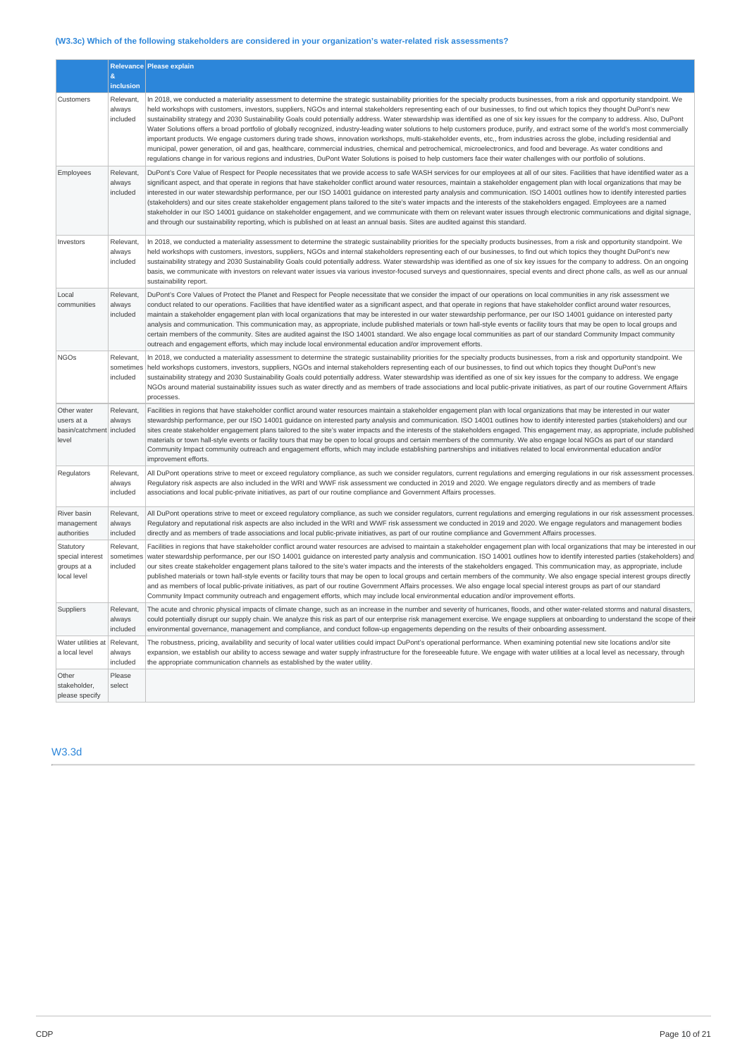### (W3.3c) Which of the following stakeholders are considered in your organization's water-related risk assessments?

| | Relevance & inclusion | Please explain |
|---|---|---|
| Customers | Relevant, always included | In 2018, we conducted a materiality assessment to determine the strategic sustainability priorities for the specialty products businesses, from a risk and opportunity standpoint. We held workshops with customers, investors, suppliers, NGOs and internal stakeholders representing each of our businesses, to find out which topics they thought DuPont's new sustainability strategy and 2030 Sustainability Goals could potentially address. Water stewardship was identified as one of six key issues for the company to address. Also, DuPont Water Solutions offers a broad portfolio of globally recognized, industry-leading water solutions to help customers produce, purify, and extract some of the world's most commercially important products. We engage customers during trade shows, innovation workshops, multi-stakeholder events, etc,, from industries across the globe, including residential and municipal, power generation, oil and gas, healthcare, commercial industries, chemical and petrochemical, microelectronics, and food and beverage. As water conditions and regulations change in for various regions and industries, DuPont Water Solutions is poised to help customers face their water challenges with our portfolio of solutions. |
| Employees | Relevant, always included | DuPont's Core Value of Respect for People necessitates that we provide access to safe WASH services for our employees at all of our sites. Facilities that have identified water as a significant aspect, and that operate in regions that have stakeholder conflict around water resources, maintain a stakeholder engagement plan with local organizations that may be interested in our water stewardship performance, per our ISO 14001 guidance on interested party analysis and communication. ISO 14001 outlines how to identify interested parties (stakeholders) and our sites create stakeholder engagement plans tailored to the site's water impacts and the interests of the stakeholders engaged. Employees are a named stakeholder in our ISO 14001 guidance on stakeholder engagement, and we communicate with them on relevant water issues through electronic communications and digital signage, and through our sustainability reporting, which is published on at least an annual basis. Sites are audited against this standard. |
| Investors | Relevant, always included | In 2018, we conducted a materiality assessment to determine the strategic sustainability priorities for the specialty products businesses, from a risk and opportunity standpoint. We held workshops with customers, investors, suppliers, NGOs and internal stakeholders representing each of our businesses, to find out which topics they thought DuPont's new sustainability strategy and 2030 Sustainability Goals could potentially address. Water stewardship was identified as one of six key issues for the company to address. On an ongoing basis, we communicate with investors on relevant water issues via various investor-focused surveys and questionnaires, special events and direct phone calls, as well as our annual sustainability report. |
| Local communities | Relevant, always included | DuPont's Core Values of Protect the Planet and Respect for People necessitate that we consider the impact of our operations on local communities in any risk assessment we conduct related to our operations. Facilities that have identified water as a significant aspect, and that operate in regions that have stakeholder conflict around water resources, maintain a stakeholder engagement plan with local organizations that may be interested in our water stewardship performance, per our ISO 14001 guidance on interested party analysis and communication. This communication may, as appropriate, include published materials or town hall-style events or facility tours that may be open to local groups and certain members of the community. Sites are audited against the ISO 14001 standard. We also engage local communities as part of our standard Community Impact community outreach and engagement efforts, which may include local environmental education and/or improvement efforts. |
| NGOs | Relevant, sometimes included | In 2018, we conducted a materiality assessment to determine the strategic sustainability priorities for the specialty products businesses, from a risk and opportunity standpoint. We held workshops customers, investors, suppliers, NGOs and internal stakeholders representing each of our businesses, to find out which topics they thought DuPont's new sustainability strategy and 2030 Sustainability Goals could potentially address. Water stewardship was identified as one of six key issues for the company to address. We engage NGOs around material sustainability issues such as water directly and as members of trade associations and local public-private initiatives, as part of our routine Government Affairs processes. |
| Other water users at a basin/catchment level | Relevant, always included | Facilities in regions that have stakeholder conflict around water resources maintain a stakeholder engagement plan with local organizations that may be interested in our water stewardship performance, per our ISO 14001 guidance on interested party analysis and communication. ISO 14001 outlines how to identify interested parties (stakeholders) and our sites create stakeholder engagement plans tailored to the site's water impacts and the interests of the stakeholders engaged. This engagement may, as appropriate, include published materials or town hall-style events or facility tours that may be open to local groups and certain members of the community. We also engage local NGOs as part of our standard Community Impact community outreach and engagement efforts, which may include establishing partnerships and initiatives related to local environmental education and/or improvement efforts. |
| Regulators | Relevant, always included | All DuPont operations strive to meet or exceed regulatory compliance, as such we consider regulators, current regulations and emerging regulations in our risk assessment processes. Regulatory risk aspects are also included in the WRI and WWF risk assessment we conducted in 2019 and 2020. We engage regulators directly and as members of trade associations and local public-private initiatives, as part of our routine compliance and Government Affairs processes. |
| River basin management authorities | Relevant, always included | All DuPont operations strive to meet or exceed regulatory compliance, as such we consider regulators, current regulations and emerging regulations in our risk assessment processes. Regulatory and reputational risk aspects are also included in the WRI and WWF risk assessment we conducted in 2019 and 2020. We engage regulators and management bodies directly and as members of trade associations and local public-private initiatives, as part of our routine compliance and Government Affairs processes. |
| Statutory special interest groups at a local level | Relevant, sometimes included | Facilities in regions that have stakeholder conflict around water resources are advised to maintain a stakeholder engagement plan with local organizations that may be interested in our water stewardship performance, per our ISO 14001 guidance on interested party analysis and communication. ISO 14001 outlines how to identify interested parties (stakeholders) and our sites create stakeholder engagement plans tailored to the site's water impacts and the interests of the stakeholders engaged. This communication may, as appropriate, include published materials or town hall-style events or facility tours that may be open to local groups and certain members of the community. We engage special interest groups directly and as members of local public-private initiatives, as part of our routine Government Affairs processes. We also engage local special interest groups as part of our standard Community Impact community outreach and engagement efforts, which may include local environmental education and/or improvement efforts. |
| Suppliers | Relevant, always included | The acute and chronic physical impacts of climate change, such as an increase in the number and severity of hurricanes, floods, and other water-related storms and natural disasters, could potentially disrupt our supply chain. We analyze this risk as part of our enterprise risk management exercise. We engage suppliers at onboarding to understand the scope of their environmental governance, management and compliance, and conduct follow-up engagements depending on the results of their onboarding assessment. |
| Water utilities at a local level | Relevant, always included | The robustness, pricing, availability and security of local water utilities could impact DuPont's operational performance. When examining potential new site locations and/or site expansion, we establish our ability to access sewage and water supply infrastructure for the foreseeable future. We engage with water utilities at a local level as necessary, through the appropriate communication channels as established by the water utility. |
| Other stakeholder, please specify | Please select | |

## W3.3d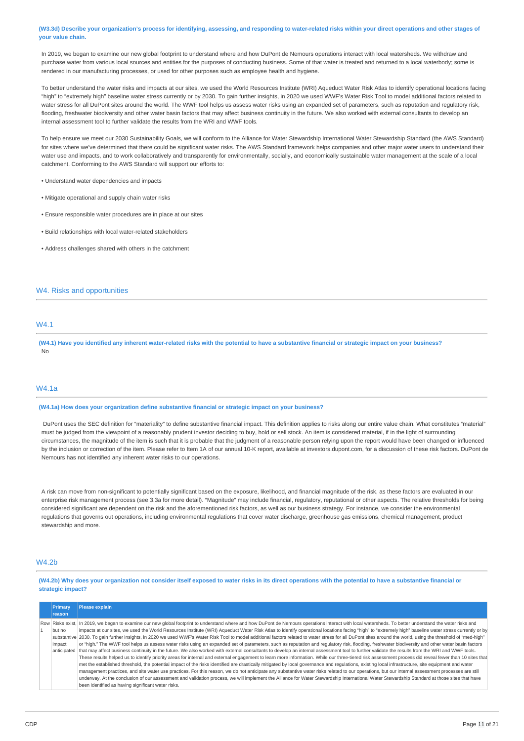**(W3.3d) Describe your organization's process for identifying, assessing, and responding to water-related risks within your direct operations and other stages of your value chain.**

In 2019, we began to examine our new global footprint to understand where and how DuPont de Nemours operations interact with local watersheds. We withdraw and purchase water from various local sources and entities for the purposes of conducting business. Some of that water is treated and returned to a local waterbody; some is rendered in our manufacturing processes, or used for other purposes such as employee health and hygiene.

To better understand the water risks and impacts at our sites, we used the World Resources Institute (WRI) Aqueduct Water Risk Atlas to identify operational locations facing "high" to "extremely high" baseline water stress currently or by 2030. To gain further insights, in 2020 we used WWF's Water Risk Tool to model additional factors related to water stress for all DuPont sites around the world. The WWF tool helps us assess water risks using an expanded set of parameters, such as reputation and regulatory risk, flooding, freshwater biodiversity and other water basin factors that may affect business continuity in the future. We also worked with external consultants to develop an internal assessment tool to further validate the results from the WRI and WWF tools.

To help ensure we meet our 2030 Sustainability Goals, we will conform to the Alliance for Water Stewardship International Water Stewardship Standard (the AWS Standard) for sites where we've determined that there could be significant water risks. The AWS Standard framework helps companies and other major water users to understand their water use and impacts, and to work collaboratively and transparently for environmentally, socially, and economically sustainable water management at the scale of a local catchment. Conforming to the AWS Standard will support our efforts to:

- Understand water dependencies and impacts
- Mitigate operational and supply chain water risks
- Ensure responsible water procedures are in place at our sites
- Build relationships with local water-related stakeholders
- Address challenges shared with others in the catchment

## W4. Risks and opportunities

### W4.1

**(W4.1) Have you identified any inherent water-related risks with the potential to have a substantive financial or strategic impact on your business?**

No

### W4.1a

**(W4.1a) How does your organization define substantive financial or strategic impact on your business?**

DuPont uses the SEC definition for "materiality" to define substantive financial impact. This definition applies to risks along our entire value chain. What constitutes "material" must be judged from the viewpoint of a reasonably prudent investor deciding to buy, hold or sell stock. An item is considered material, if in the light of surrounding circumstances, the magnitude of the item is such that it is probable that the judgment of a reasonable person relying upon the report would have been changed or influenced by the inclusion or correction of the item. Please refer to Item 1A of our annual 10-K report, available at investors.dupont.com, for a discussion of these risk factors. DuPont de Nemours has not identified any inherent water risks to our operations.

A risk can move from non-significant to potentially significant based on the exposure, likelihood, and financial magnitude of the risk, as these factors are evaluated in our enterprise risk management process (see 3.3a for more detail). "Magnitude" may include financial, regulatory, reputational or other aspects. The relative thresholds for being considered significant are dependent on the risk and the aforementioned risk factors, as well as our business strategy. For instance, we consider the environmental regulations that governs out operations, including environmental regulations that cover water discharge, greenhouse gas emissions, chemical management, product stewardship and more.

### W4.2b

**(W4.2b) Why does your organization not consider itself exposed to water risks in its direct operations with the potential to have a substantive financial or strategic impact?**

| | Primary reason | Please explain |
|---|---|---|
| Row 1 | Risks exist, but no substantive impact anticipated | In 2019, we began to examine our new global footprint to understand where and how DuPont de Nemours operations interact with local watersheds. To better understand the water risks and impacts at our sites, we used the World Resources Institute (WRI) Aqueduct Water Risk Atlas to identify operational locations facing "high" to "extremely high" baseline water stress currently or by 2030. To gain further insights, in 2020 we used WWF's Water Risk Tool to model additional factors related to water stress for all DuPont sites around the world, using the threshold of "med-high" or "high." The WWF tool helps us assess water risks using an expanded set of parameters, such as reputation and regulatory risk, flooding, freshwater biodiversity and other water basin factors that may affect business continuity in the future. We also worked with external consultants to develop an internal assessment tool to further validate the results from the WRI and WWF tools. These results helped us to identify priority areas for internal and external engagement to learn more information. While our three-tiered risk assessment process did reveal fewer than 10 sites that met the established threshold, the potential impact of the risks identified are drastically mitigated by local governance and regulations, existing local infrastructure, site equipment and water management practices, and site water use practices. For this reason, we do not anticipate any substantive water risks related to our operations, but our internal assessment processes are still underway. At the conclusion of our assessment and validation process, we will implement the Alliance for Water Stewardship International Water Stewardship Standard at those sites that have been identified as having significant water risks. |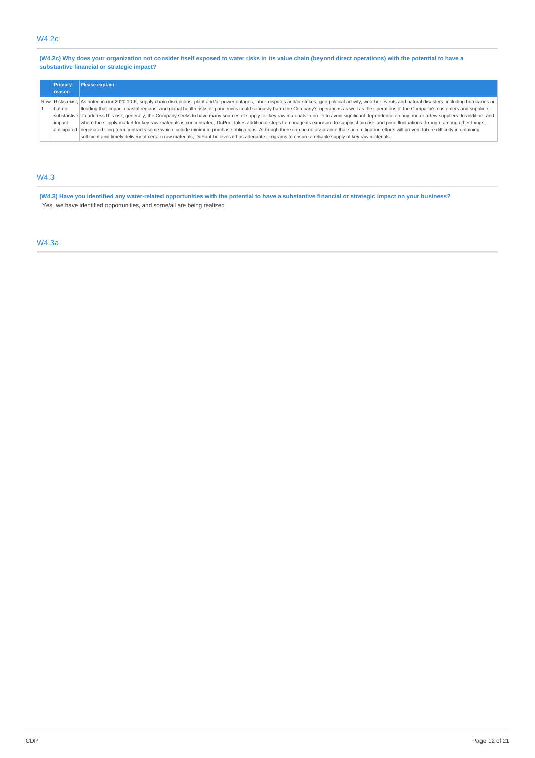## W4.2c

**(W4.2c) Why does your organization not consider itself exposed to water risks in its value chain (beyond direct operations) with the potential to have a substantive financial or strategic impact?**

| | Primary reason | Please explain |
|---|---|---|
| Row 1 | Risks exist, but no substantive impact anticipated | As noted in our 2020 10-K, supply chain disruptions, plant and/or power outages, labor disputes and/or strikes, geo-political activity, weather events and natural disasters, including hurricanes or flooding that impact coastal regions, and global health risks or pandemics could seriously harm the Company's operations as well as the operations of the Company's customers and suppliers. To address this risk, generally, the Company seeks to have many sources of supply for key raw materials in order to avoid significant dependence on any one or a few suppliers. In addition, and where the supply market for key raw materials is concentrated, DuPont takes additional steps to manage its exposure to supply chain risk and price fluctuations through, among other things, negotiated long-term contracts some which include minimum purchase obligations. Although there can be no assurance that such mitigation efforts will prevent future difficulty in obtaining sufficient and timely delivery of certain raw materials, DuPont believes it has adequate programs to ensure a reliable supply of key raw materials. |

## W4.3

**(W4.3) Have you identified any water-related opportunities with the potential to have a substantive financial or strategic impact on your business?**

Yes, we have identified opportunities, and some/all are being realized

## W4.3a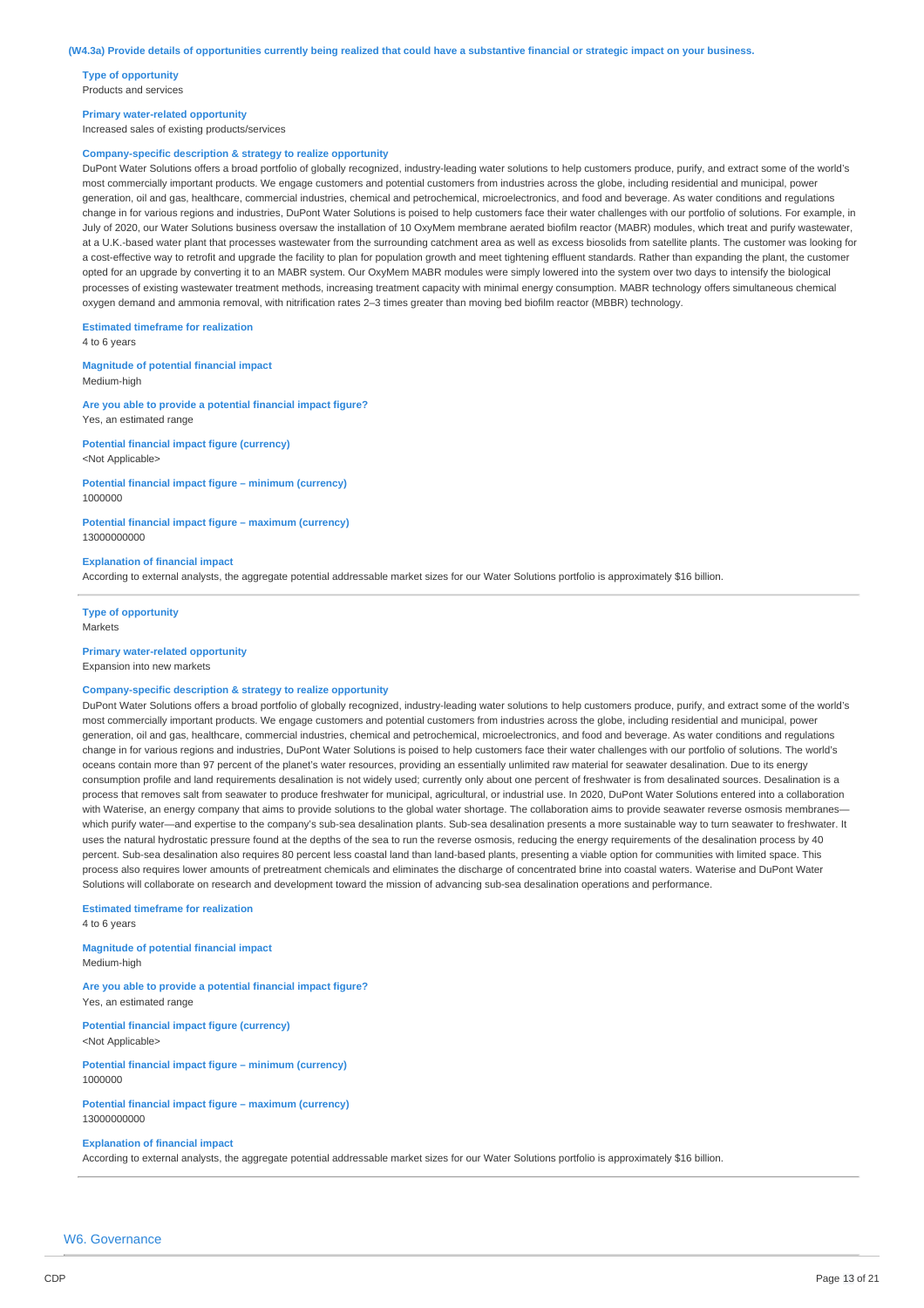**(W4.3a) Provide details of opportunities currently being realized that could have a substantive financial or strategic impact on your business.**

**Type of opportunity**
Products and services

**Primary water-related opportunity**
Increased sales of existing products/services

**Company-specific description & strategy to realize opportunity**
DuPont Water Solutions offers a broad portfolio of globally recognized, industry-leading water solutions to help customers produce, purify, and extract some of the world's most commercially important products. We engage customers and potential customers from industries across the globe, including residential and municipal, power generation, oil and gas, healthcare, commercial industries, chemical and petrochemical, microelectronics, and food and beverage. As water conditions and regulations change in for various regions and industries, DuPont Water Solutions is poised to help customers face their water challenges with our portfolio of solutions. For example, in July of 2020, our Water Solutions business oversaw the installation of 10 OxyMem membrane aerated biofilm reactor (MABR) modules, which treat and purify wastewater, at a U.K.-based water plant that processes wastewater from the surrounding catchment area as well as excess biosolids from satellite plants. The customer was looking for a cost-effective way to retrofit and upgrade the facility to plan for population growth and meet tightening effluent standards. Rather than expanding the plant, the customer opted for an upgrade by converting it to an MABR system. Our OxyMem MABR modules were simply lowered into the system over two days to intensify the biological processes of existing wastewater treatment methods, increasing treatment capacity with minimal energy consumption. MABR technology offers simultaneous chemical oxygen demand and ammonia removal, with nitrification rates 2–3 times greater than moving bed biofilm reactor (MBBR) technology.

**Estimated timeframe for realization**
4 to 6 years

**Magnitude of potential financial impact**
Medium-high

**Are you able to provide a potential financial impact figure?**
Yes, an estimated range

**Potential financial impact figure (currency)**
<Not Applicable>

**Potential financial impact figure – minimum (currency)**
1000000

**Potential financial impact figure – maximum (currency)**
13000000000

**Explanation of financial impact**
According to external analysts, the aggregate potential addressable market sizes for our Water Solutions portfolio is approximately $16 billion.

---

**Type of opportunity**
Markets

**Primary water-related opportunity**
Expansion into new markets

**Company-specific description & strategy to realize opportunity**
DuPont Water Solutions offers a broad portfolio of globally recognized, industry-leading water solutions to help customers produce, purify, and extract some of the world's most commercially important products. We engage customers and potential customers from industries across the globe, including residential and municipal, power generation, oil and gas, healthcare, commercial industries, chemical and petrochemical, microelectronics, and food and beverage. As water conditions and regulations change in for various regions and industries, DuPont Water Solutions is poised to help customers face their water challenges with our portfolio of solutions. The world's oceans contain more than 97 percent of the planet's water resources, providing an essentially unlimited raw material for seawater desalination. Due to its energy consumption profile and land requirements desalination is not widely used; currently only about one percent of freshwater is from desalinated sources. Desalination is a process that removes salt from seawater to produce freshwater for municipal, agricultural, or industrial use. In 2020, DuPont Water Solutions entered into a collaboration with Waterise, an energy company that aims to provide solutions to the global water shortage. The collaboration aims to provide seawater reverse osmosis membranes—which purify water—and expertise to the company's sub-sea desalination plants. Sub-sea desalination presents a more sustainable way to turn seawater to freshwater. It uses the natural hydrostatic pressure found at the depths of the sea to run the reverse osmosis, reducing the energy requirements of the desalination process by 40 percent. Sub-sea desalination also requires 80 percent less coastal land than land-based plants, presenting a viable option for communities with limited space. This process also requires lower amounts of pretreatment chemicals and eliminates the discharge of concentrated brine into coastal waters. Waterise and DuPont Water Solutions will collaborate on research and development toward the mission of advancing sub-sea desalination operations and performance.

**Estimated timeframe for realization**
4 to 6 years

**Magnitude of potential financial impact**
Medium-high

**Are you able to provide a potential financial impact figure?**
Yes, an estimated range

**Potential financial impact figure (currency)**
<Not Applicable>

**Potential financial impact figure – minimum (currency)**
1000000

**Potential financial impact figure – maximum (currency)**
13000000000

**Explanation of financial impact**
According to external analysts, the aggregate potential addressable market sizes for our Water Solutions portfolio is approximately $16 billion.

---

## W6. Governance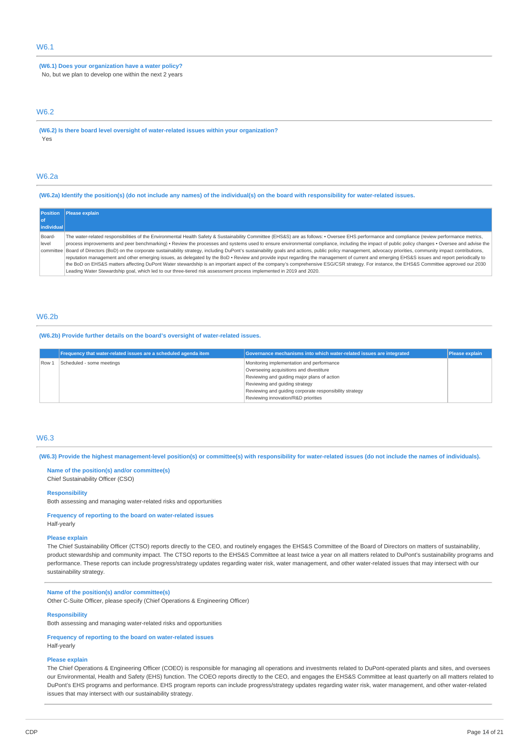## W6.1

**(W6.1) Does your organization have a water policy?**

No, but we plan to develop one within the next 2 years

## W6.2

**(W6.2) Is there board level oversight of water-related issues within your organization?**

Yes

## W6.2a

**(W6.2a) Identify the position(s) (do not include any names) of the individual(s) on the board with responsibility for water-related issues.**

| Position of individual | Please explain |
|---|---|
| Board-level committee | The water-related responsibilities of the Environmental Health Safety & Sustainability Committee (EHS&S) are as follows: • Oversee EHS performance and compliance (review performance metrics, process improvements and peer benchmarking) • Review the processes and systems used to ensure environmental compliance, including the impact of public policy changes • Oversee and advise the Board of Directors (BoD) on the corporate sustainability strategy, including DuPont's sustainability goals and actions, public policy management, advocacy priorities, community impact contributions, reputation management and other emerging issues, as delegated by the BoD • Review and provide input regarding the management of current and emerging EHS&S issues and report periodically to the BoD on EHS&S matters affecting DuPont Water stewardship is an important aspect of the company's comprehensive ESG/CSR strategy. For instance, the EHS&S Committee approved our 2030 Leading Water Stewardship goal, which led to our three-tiered risk assessment process implemented in 2019 and 2020. |

## W6.2b

**(W6.2b) Provide further details on the board's oversight of water-related issues.**

| | Frequency that water-related issues are a scheduled agenda item | Governance mechanisms into which water-related issues are integrated | Please explain |
|---|---|---|---|
| Row 1 | Scheduled - some meetings | Monitoring implementation and performance<br>Overseeing acquisitions and divestiture<br>Reviewing and guiding major plans of action<br>Reviewing and guiding strategy<br>Reviewing and guiding corporate responsibility strategy<br>Reviewing innovation/R&D priorities | |

## W6.3

**(W6.3) Provide the highest management-level position(s) or committee(s) with responsibility for water-related issues (do not include the names of individuals).**

**Name of the position(s) and/or committee(s)**

Chief Sustainability Officer (CSO)

**Responsibility**

Both assessing and managing water-related risks and opportunities

**Frequency of reporting to the board on water-related issues**

Half-yearly

**Please explain**

The Chief Sustainability Officer (CTSO) reports directly to the CEO, and routinely engages the EHS&S Committee of the Board of Directors on matters of sustainability, product stewardship and community impact. The CTSO reports to the EHS&S Committee at least twice a year on all matters related to DuPont's sustainability programs and performance. These reports can include progress/strategy updates regarding water risk, water management, and other water-related issues that may intersect with our sustainability strategy.

---

**Name of the position(s) and/or committee(s)**

Other C-Suite Officer, please specify (Chief Operations & Engineering Officer)

**Responsibility**

Both assessing and managing water-related risks and opportunities

**Frequency of reporting to the board on water-related issues**

Half-yearly

**Please explain**

The Chief Operations & Engineering Officer (COEO) is responsible for managing all operations and investments related to DuPont-operated plants and sites, and oversees our Environmental, Health and Safety (EHS) function. The COEO reports directly to the CEO, and engages the EHS&S Committee at least quarterly on all matters related to DuPont's EHS programs and performance. EHS program reports can include progress/strategy updates regarding water risk, water management, and other water-related issues that may intersect with our sustainability strategy.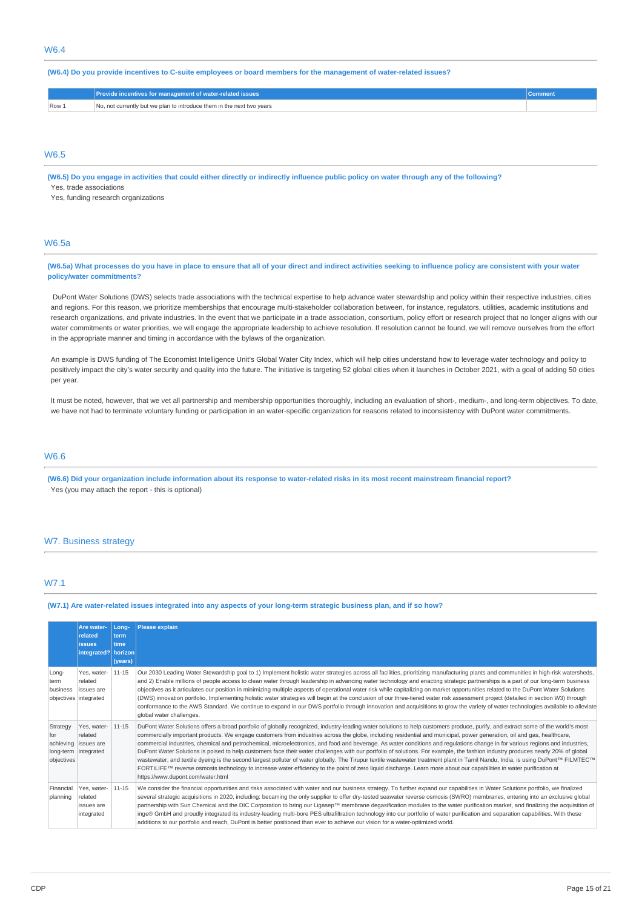## W6.4

**(W6.4) Do you provide incentives to C-suite employees or board members for the management of water-related issues?**

| | Provide incentives for management of water-related issues | Comment |
|---|---|---|
| Row 1 | No, not currently but we plan to introduce them in the next two years | |

## W6.5

**(W6.5) Do you engage in activities that could either directly or indirectly influence public policy on water through any of the following?**

Yes, trade associations

Yes, funding research organizations

## W6.5a

**(W6.5a) What processes do you have in place to ensure that all of your direct and indirect activities seeking to influence policy are consistent with your water policy/water commitments?**

DuPont Water Solutions (DWS) selects trade associations with the technical expertise to help advance water stewardship and policy within their respective industries, cities and regions. For this reason, we prioritize memberships that encourage multi-stakeholder collaboration between, for instance, regulators, utilities, academic institutions and research organizations, and private industries. In the event that we participate in a trade association, consortium, policy effort or research project that no longer aligns with our water commitments or water priorities, we will engage the appropriate leadership to achieve resolution. If resolution cannot be found, we will remove ourselves from the effort in the appropriate manner and timing in accordance with the bylaws of the organization.

An example is DWS funding of The Economist Intelligence Unit's Global Water City Index, which will help cities understand how to leverage water technology and policy to positively impact the city's water security and quality into the future. The initiative is targeting 52 global cities when it launches in October 2021, with a goal of adding 50 cities per year.

It must be noted, however, that we vet all partnership and membership opportunities thoroughly, including an evaluation of short-, medium-, and long-term objectives. To date, we have not had to terminate voluntary funding or participation in an water-specific organization for reasons related to inconsistency with DuPont water commitments.

## W6.6

**(W6.6) Did your organization include information about its response to water-related risks in its most recent mainstream financial report?**

Yes (you may attach the report - this is optional)

# W7. Business strategy

## W7.1

**(W7.1) Are water-related issues integrated into any aspects of your long-term strategic business plan, and if so how?**

| | Are water-related issues integrated? | Long-term time horizon (years) | Please explain |
|---|---|---|---|
| Long-term business objectives | Yes, water-related issues are integrated | 11-15 | Our 2030 Leading Water Stewardship goal to 1) Implement holistic water strategies across all facilities, prioritizing manufacturing plants and communities in high-risk watersheds, and 2) Enable millions of people access to clean water through leadership in advancing water technology and enacting strategic partnerships is a part of our long-term business objectives as it articulates our position in minimizing multiple aspects of operational water risk while capitalizing on market opportunities related to the DuPont Water Solutions (DWS) innovation portfolio. Implementing holistic water strategies will begin at the conclusion of our three-tiered water risk assessment project (detailed in section W3) through conformance to the AWS Standard. We continue to expand in our DWS portfolio through innovation and acquisitions to grow the variety of water technologies available to alleviate global water challenges. |
| Strategy for achieving long-term objectives | Yes, water-related issues are integrated | 11-15 | DuPont Water Solutions offers a broad portfolio of globally recognized, industry-leading water solutions to help customers produce, purify, and extract some of the world's most commercially important products. We engage customers from industries across the globe, including residential and municipal, power generation, oil and gas, healthcare, commercial industries, chemical and petrochemical, microelectronics, and food and beverage. As water conditions and regulations change in for various regions and industries, DuPont Water Solutions is poised to help customers face their water challenges with our portfolio of solutions. For example, the fashion industry produces nearly 20% of global wastewater, and textile dyeing is the second largest polluter of water globally. The Tirupur textile wastewater treatment plant in Tamil Nandu, India, is using DuPont™ FILMTEC™ FORTILIFE™ reverse osmosis technology to increase water efficiency to the point of zero liquid discharge. Learn more about our capabilities in water purification at https://www.dupont.com/water.html |
| Financial planning | Yes, water-related issues are integrated | 11-15 | We consider the financial opportunities and risks associated with water and our business strategy. To further expand our capabilities in Water Solutions portfolio, we finalized several strategic acquisitions in 2020, including: becaming the only supplier to offer dry-tested seawater reverse osmosis (SWRO) membranes, entering into an exclusive global partnership with Sun Chemical and the DIC Corporation to bring our Ligasep™ membrane degasification modules to the water purification market, and finalizing the acquisition of inge® GmbH and proudly integrated its industry-leading multi-bore PES ultrafiltration technology into our portfolio of water purification and separation capabilities. With these additions to our portfolio and reach, DuPont is better positioned than ever to achieve our vision for a water-optimized world. |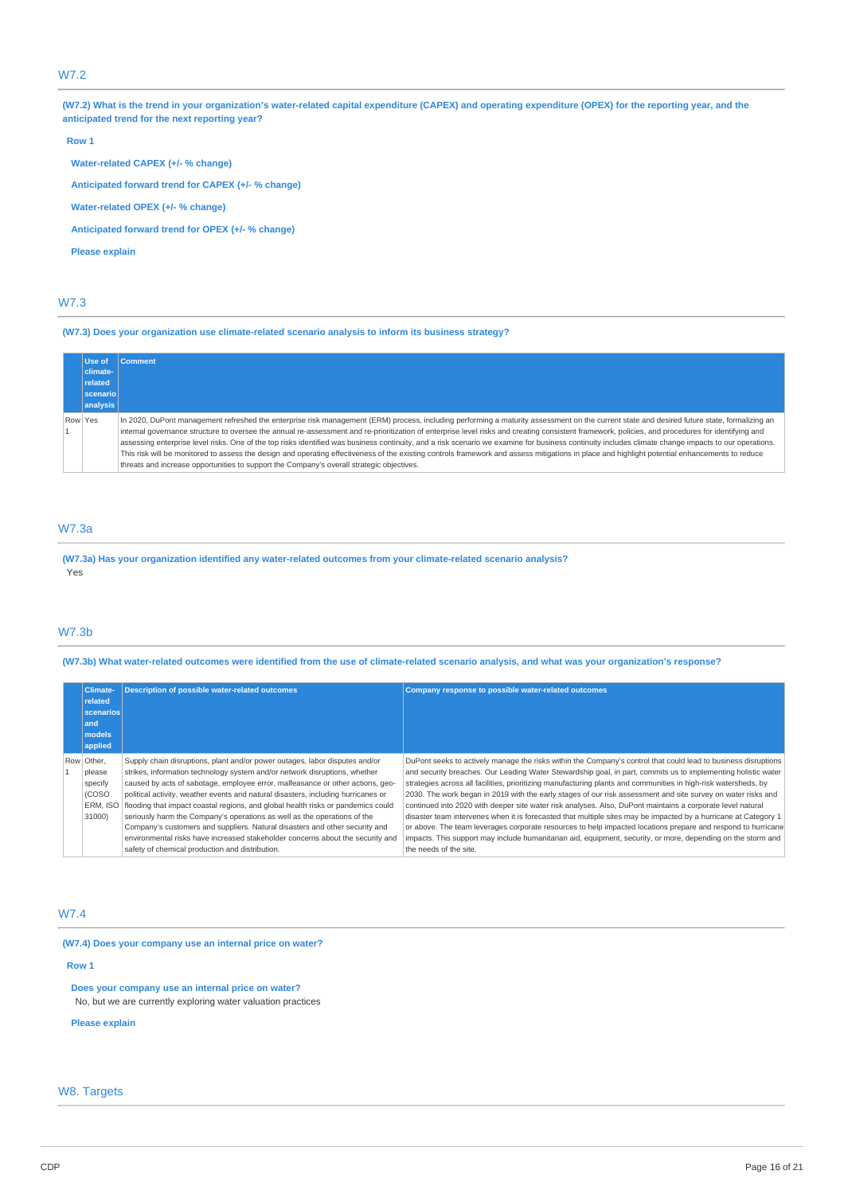## W7.2

**(W7.2) What is the trend in your organization's water-related capital expenditure (CAPEX) and operating expenditure (OPEX) for the reporting year, and the anticipated trend for the next reporting year?**

**Row 1**

**Water-related CAPEX (+/- % change)**

**Anticipated forward trend for CAPEX (+/- % change)**

**Water-related OPEX (+/- % change)**

**Anticipated forward trend for OPEX (+/- % change)**

**Please explain**

## W7.3

**(W7.3) Does your organization use climate-related scenario analysis to inform its business strategy?**

| | Use of climate-related scenario analysis | Comment |
|---|---|---|
| Row 1 | Yes | In 2020, DuPont management refreshed the enterprise risk management (ERM) process, including performing a maturity assessment on the current state and desired future state, formalizing an internal governance structure to oversee the annual re-assessment and re-prioritization of enterprise level risks and creating consistent framework, and procedures for identifying and assessing enterprise level risks. One of the top risks identified was business continuity, and a risk scenario we examine for business continuity includes climate change impacts to our operations. This risk will be monitored to assess the design and operating effectiveness of the existing controls framework and assess mitigations in place and highlight potential enhancements to reduce threats and increase opportunities to support the Company's overall strategic objectives. |

## W7.3a

**(W7.3a) Has your organization identified any water-related outcomes from your climate-related scenario analysis?**

Yes

## W7.3b

**(W7.3b) What water-related outcomes were identified from the use of climate-related scenario analysis, and what was your organization's response?**

| | Climate-related scenarios and models applied | Description of possible water-related outcomes | Company response to possible water-related outcomes |
|---|---|---|---|
| Row 1 | Other, please specify (COSO ERM, ISO 31000) | Supply chain disruptions, plant and/or power outages, labor disputes and/or strikes, information technology system and/or network disruptions, whether caused by acts of sabotage, employee error, malfeasance or other actions, geo-political activity, weather events and natural disasters, including hurricanes or flooding that impact coastal regions, and global health risks or pandemics could seriously harm the Company's operations as well as the operations of the Company's customers and suppliers. Natural disasters and other security and environmental risks have increased stakeholder concerns about the security and safety of chemical production and distribution. | DuPont seeks to actively manage the risks within the Company's control that could lead to business disruptions and security breaches. Our Leading Water Stewardship goal, in part, commits us to implementing holistic water strategies across all facilities, prioritizing manufacturing plants and communities in high-risk watersheds, by 2030. The work began in 2019 with the early stages of our risk assessment and site survey on water risks and continued into 2020 with deeper site water risk analyses. Also, DuPont maintains a corporate level natural disaster team intervenes when it is forecasted that multiple sites may be impacted by a hurricane at Category 1 or above. The team leverages corporate resources to help impacted locations prepare and respond to hurricane impacts. This support may include humanitarian aid, equipment, security, or more, depending on the storm and the needs of the site. |

## W7.4

**(W7.4) Does your company use an internal price on water?**

**Row 1**

**Does your company use an internal price on water?**

No, but we are currently exploring water valuation practices

**Please explain**

# W8. Targets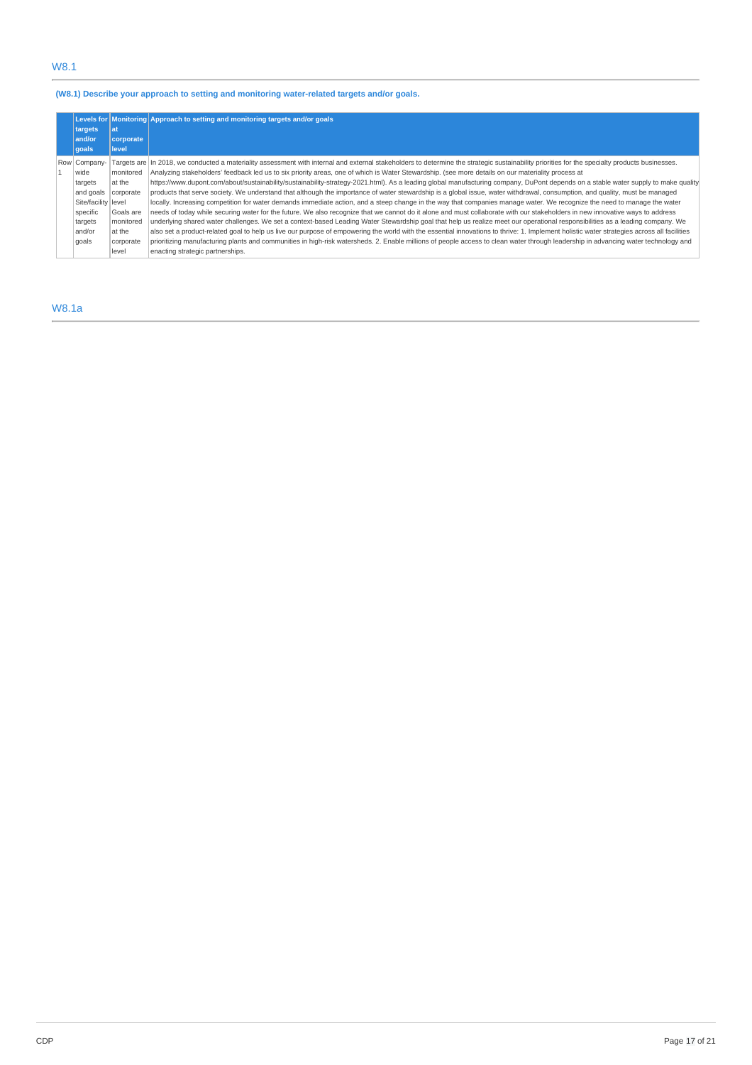## W8.1

**(W8.1) Describe your approach to setting and monitoring water-related targets and/or goals.**

| | Levels for targets and/or goals | Monitoring at corporate level | Approach to setting and monitoring targets and/or goals |
|---|---|---|---|
| Row 1 | Company-wide targets and goals<br>Site/facility specific targets and/or goals | Targets are monitored at the corporate level<br>Goals are monitored at the corporate level | In 2018, we conducted a materiality assessment with internal and external stakeholders to determine the strategic sustainability priorities for the specialty products businesses. Analyzing stakeholders' feedback led us to six priority areas, one of which is Water Stewardship. (see more details on our materiality process at https://www.dupont.com/about/sustainability/sustainability-strategy-2021.html). As a leading global manufacturing company, DuPont depends on a stable water supply to make quality products that serve society. We understand that although the importance of water stewardship is a global issue, water withdrawal, consumption, and quality, must be managed locally. Increasing competition for water demands immediate action, and a steep change in the way that companies manage water. We recognize the need to manage the water needs of today while securing water for the future. We also recognize that we cannot do it alone and must collaborate with our stakeholders in new innovative ways to address underlying shared water challenges. We set a context-based Leading Water Stewardship goal that help us realize meet our operational responsibilities as a leading company. We also set a product-related goal to help us live our purpose of empowering the world with the essential innovations to thrive: 1. Implement holistic water strategies across all facilities prioritizing manufacturing plants and communities in high-risk watersheds. 2. Enable millions of people access to clean water through leadership in advancing water technology and enacting strategic partnerships. |

## W8.1a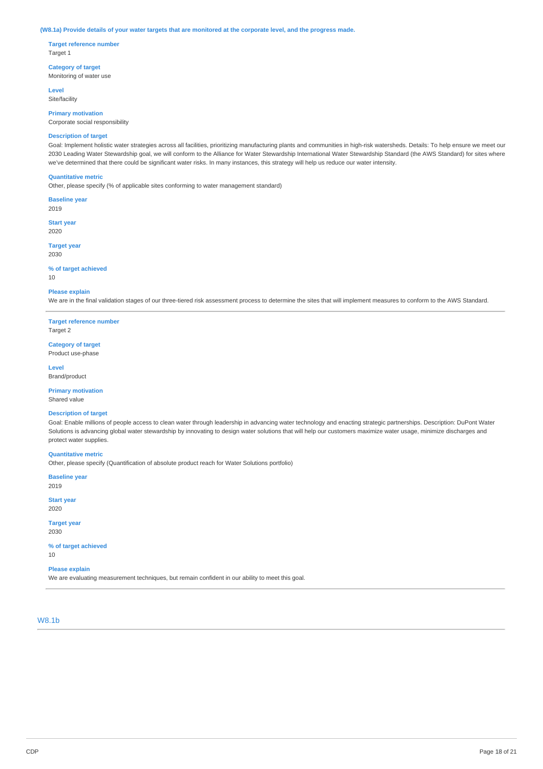**(W8.1a) Provide details of your water targets that are monitored at the corporate level, and the progress made.**

**Target reference number**
Target 1

**Category of target**
Monitoring of water use

**Level**
Site/facility

**Primary motivation**
Corporate social responsibility

**Description of target**
Goal: Implement holistic water strategies across all facilities, prioritizing manufacturing plants and communities in high-risk watersheds. Details: To help ensure we meet our 2030 Leading Water Stewardship goal, we will conform to the Alliance for Water Stewardship International Water Stewardship Standard (the AWS Standard) for sites where we've determined that there could be significant water risks. In many instances, this strategy will help us reduce our water intensity.

**Quantitative metric**
Other, please specify (% of applicable sites conforming to water management standard)

**Baseline year**
2019

**Start year**
2020

**Target year**
2030

**% of target achieved**
10

**Please explain**
We are in the final validation stages of our three-tiered risk assessment process to determine the sites that will implement measures to conform to the AWS Standard.

---

**Target reference number**
Target 2

**Category of target**
Product use-phase

**Level**
Brand/product

**Primary motivation**
Shared value

**Description of target**
Goal: Enable millions of people access to clean water through leadership in advancing water technology and enacting strategic partnerships. Description: DuPont Water Solutions is advancing global water stewardship by innovating to design water solutions that will help our customers maximize water usage, minimize discharges and protect water supplies.

**Quantitative metric**
Other, please specify (Quantification of absolute product reach for Water Solutions portfolio)

**Baseline year**
2019

**Start year**
2020

**Target year**
2030

**% of target achieved**
10

**Please explain**
We are evaluating measurement techniques, but remain confident in our ability to meet this goal.

---

## W8.1b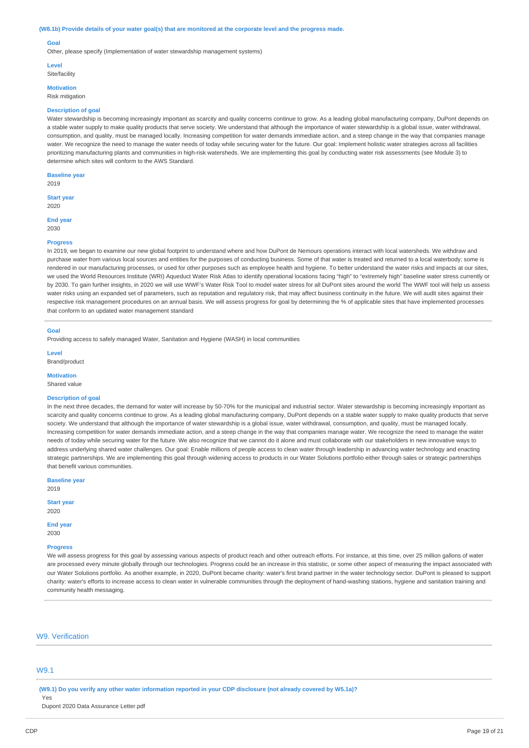**(W8.1b) Provide details of your water goal(s) that are monitored at the corporate level and the progress made.**

**Goal**
Other, please specify (Implementation of water stewardship management systems)

**Level**
Site/facility

**Motivation**
Risk mitigation

**Description of goal**
Water stewardship is becoming increasingly important as scarcity and quality concerns continue to grow. As a leading global manufacturing company, DuPont depends on a stable water supply to make quality products that serve society. We understand that although the importance of water stewardship is a global issue, water withdrawal, consumption, and quality, must be managed locally. Increasing competition for water demands immediate action, and a steep change in the way that companies manage water. We recognize the need to manage the water needs of today while securing water for the future. Our goal: Implement holistic water strategies across all facilities prioritizing manufacturing plants and communities in high-risk watersheds. We are implementing this goal by conducting water risk assessments (see Module 3) to determine which sites will conform to the AWS Standard.

**Baseline year**
2019

**Start year**
2020

**End year**
2030

**Progress**
In 2019, we began to examine our new global footprint to understand where and how DuPont de Nemours operations interact with local watersheds. We withdraw and purchase water from various local sources and entities for the purposes of conducting business. Some of that water is treated and returned to a local waterbody; some is rendered in our manufacturing processes, or used for other purposes such as employee health and hygiene. To better understand the water risks and impacts at our sites, we used the World Resources Institute (WRI) Aqueduct Water Risk Atlas to identify operational locations facing "high" to "extremely high" baseline water stress currently or by 2030. To gain further insights, in 2020 we will use WWF's Water Risk Tool to model water stress for all DuPont sites around the world The WWF tool will help us assess water risks using an expanded set of parameters, such as reputation and regulatory risk, that may affect business continuity in the future. We will audit sites against their respective risk management procedures on an annual basis. We will assess progress for goal by determining the % of applicable sites that have implemented processes that conform to an updated water management standard

---

**Goal**
Providing access to safely managed Water, Sanitation and Hygiene (WASH) in local communities

**Level**
Brand/product

**Motivation**
Shared value

**Description of goal**
In the next three decades, the demand for water will increase by 50-70% for the municipal and industrial sector. Water stewardship is becoming increasingly important as scarcity and quality concerns continue to grow. As a leading global manufacturing company, DuPont depends on a stable water supply to make quality products that serve society. We understand that although the importance of water stewardship is a global issue, water withdrawal, consumption, and quality, must be managed locally. Increasing competition for water demands immediate action, and a steep change in the way that companies manage water. We recognize the need to manage the water needs of today while securing water for the future. We also recognize that we cannot do it alone and must collaborate with our stakeholders in new innovative ways to address underlying shared water challenges. Our goal: Enable millions of people access to clean water through leadership in advancing water technology and enacting strategic partnerships. We are implementing this goal through widening access to products in our Water Solutions portfolio either through sales or strategic partnerships that benefit various communities.

**Baseline year**
2019

**Start year**
2020

**End year**
2030

**Progress**
We will assess progress for this goal by assessing various aspects of product reach and other outreach efforts. For instance, at this time, over 25 million gallons of water are processed every minute globally through our technologies. Progress could be an increase in this statistic, or some other aspect of measuring the impact associated with our Water Solutions portfolio. As another example, in 2020, DuPont became charity: water's first brand partner in the water technology sector. DuPont is pleased to support charity: water's efforts to increase access to clean water in vulnerable communities through the deployment of hand-washing stations, hygiene and sanitation training and community health messaging.

---

## W9. Verification

### W9.1

**(W9.1) Do you verify any other water information reported in your CDP disclosure (not already covered by W5.1a)?**

Yes

Dupont 2020 Data Assurance Letter.pdf